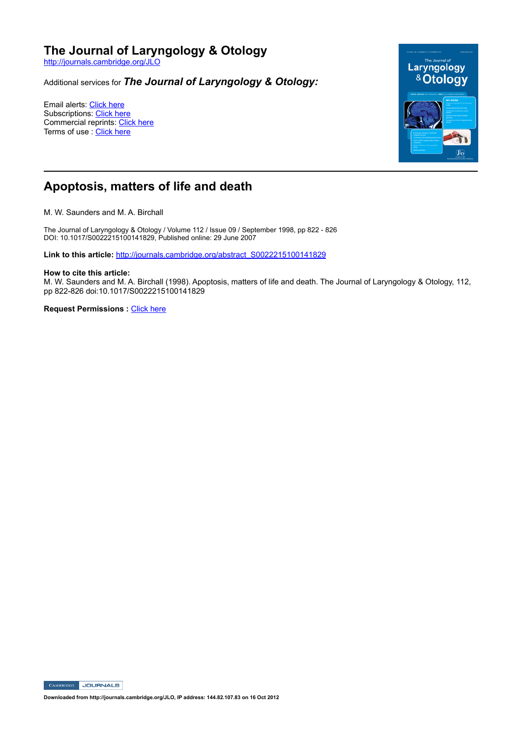# The Journal of Laryngology & Otology

http://journals.cambridge.org/JLO

Additional services for ***The Journal of Laryngology & Otology:***

Email alerts: Click here
Subscriptions: Click here
Commercial reprints: Click here
Terms of use : Click here

## Apoptosis, matters of life and death

M. W. Saunders and M. A. Birchall

The Journal of Laryngology & Otology / Volume 112 / Issue 09 / September 1998, pp 822 - 826
DOI: 10.1017/S0022215100141829, Published online: 29 June 2007

**Link to this article:** http://journals.cambridge.org/abstract_S0022215100141829

**How to cite this article:**
M. W. Saunders and M. A. Birchall (1998). Apoptosis, matters of life and death. The Journal of Laryngology & Otology, 112, pp 822-826 doi:10.1017/S0022215100141829

**Request Permissions :** Click here

**Downloaded from http://journals.cambridge.org/JLO, IP address: 144.82.107.83 on 16 Oct 2012**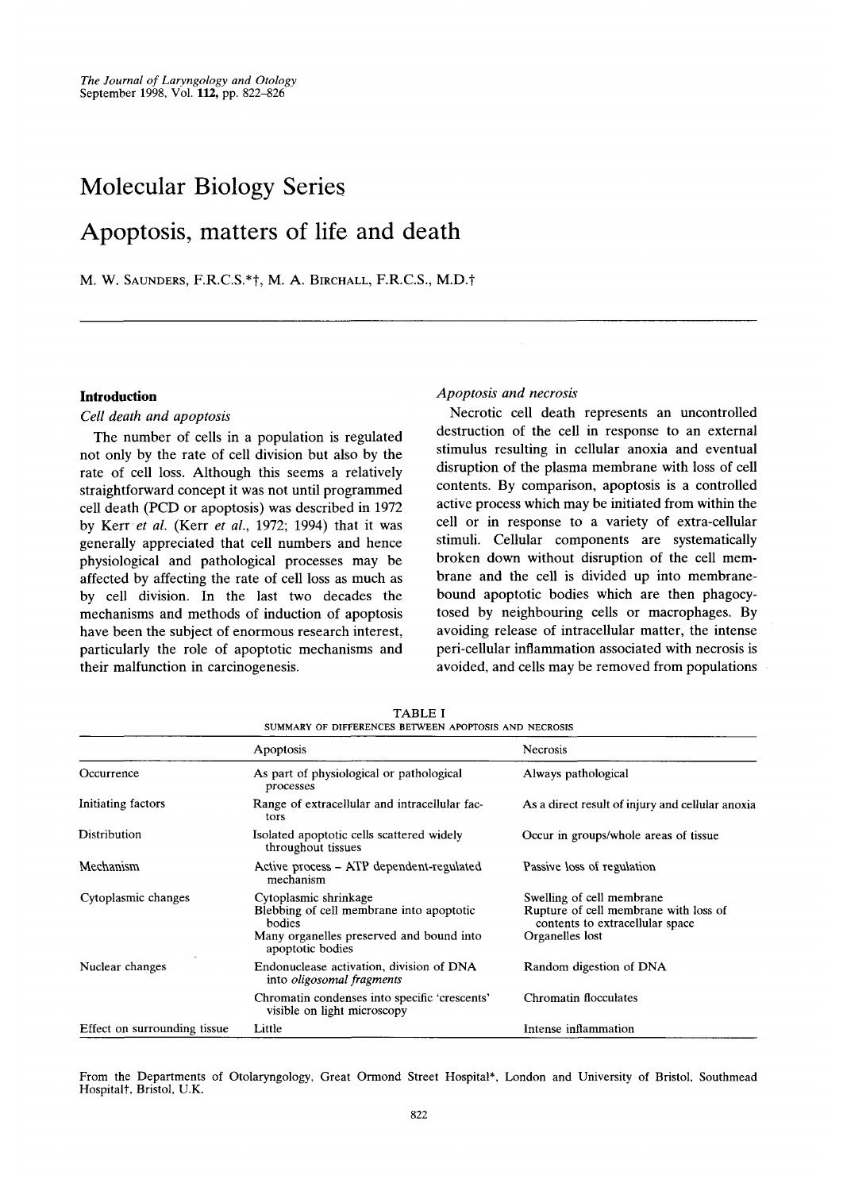# Molecular Biology Series

# Apoptosis, matters of life and death

M. W. SAUNDERS, F.R.C.S.*†, M. A. BIRCHALL, F.R.C.S., M.D.†

## Introduction

### *Cell death and apoptosis*

The number of cells in a population is regulated not only by the rate of cell division but also by the rate of cell loss. Although this seems a relatively straightforward concept it was not until programmed cell death (PCD or apoptosis) was described in 1972 by Kerr *et al.* (Kerr *et al.*, 1972; 1994) that it was generally appreciated that cell numbers and hence physiological and pathological processes may be affected by affecting the rate of cell loss as much as by cell division. In the last two decades the mechanisms and methods of induction of apoptosis have been the subject of enormous research interest, particularly the role of apoptotic mechanisms and their malfunction in carcinogenesis.

### *Apoptosis and necrosis*

Necrotic cell death represents an uncontrolled destruction of the cell in response to an external stimulus resulting in cellular anoxia and eventual disruption of the plasma membrane with loss of cell contents. By comparison, apoptosis is a controlled active process which may be initiated from within the cell or in response to a variety of extra-cellular stimuli. Cellular components are systematically broken down without disruption of the cell membrane and the cell is divided up into membrane-bound apoptotic bodies which are then phagocytosed by neighbouring cells or macrophages. By avoiding release of intracellular matter, the intense peri-cellular inflammation associated with necrosis is avoided, and cells may be removed from populations

TABLE I
SUMMARY OF DIFFERENCES BETWEEN APOPTOSIS AND NECROSIS

| | Apoptosis | Necrosis |
|---|---|---|
| Occurrence | As part of physiological or pathological processes | Always pathological |
| Initiating factors | Range of extracellular and intracellular factors | As a direct result of injury and cellular anoxia |
| Distribution | Isolated apoptotic cells scattered widely throughout tissues | Occur in groups/whole areas of tissue |
| Mechanism | Active process – ATP dependent-regulated mechanism | Passive loss of regulation |
| Cytoplasmic changes | Cytoplasmic shrinkage<br>Blebbing of cell membrane into apoptotic bodies<br>Many organelles preserved and bound into apoptotic bodies | Swelling of cell membrane<br>Rupture of cell membrane with loss of contents to extracellular space<br>Organelles lost |
| Nuclear changes | Endonuclease activation, division of DNA into *oligosomal fragments* | Random digestion of DNA |
| | Chromatin condenses into specific 'crescents' visible on light microscopy | Chromatin flocculates |
| Effect on surrounding tissue | Little | Intense inflammation |

From the Departments of Otolaryngology, Great Ormond Street Hospital*, London and University of Bristol, Southmead Hospital†, Bristol, U.K.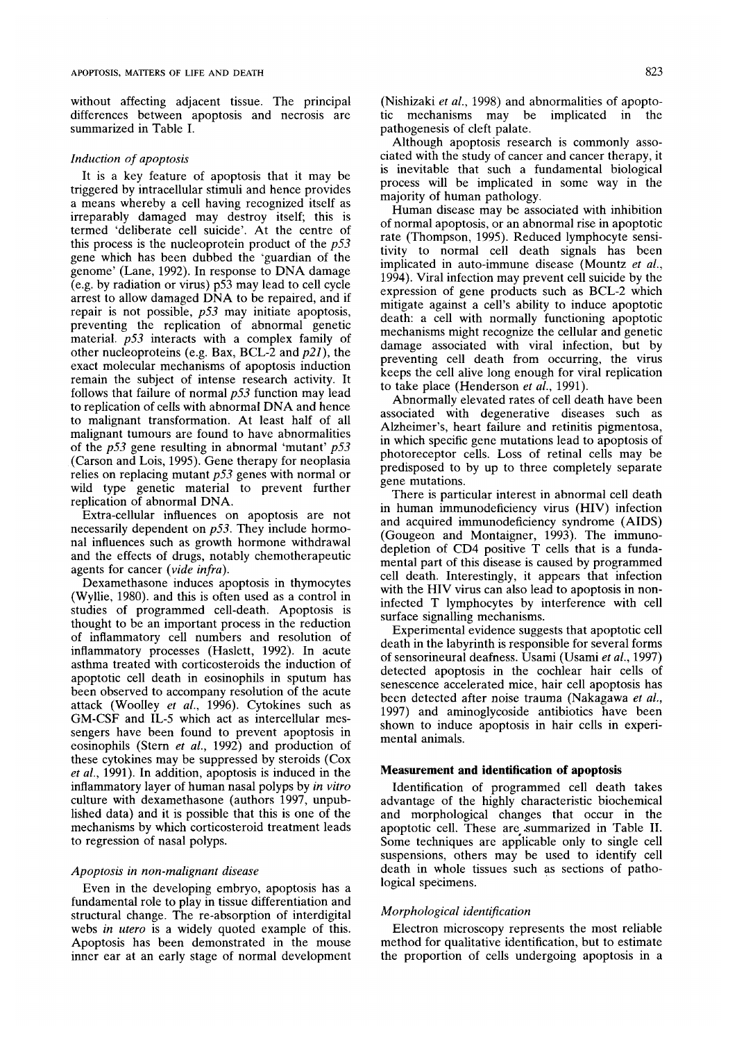without affecting adjacent tissue. The principal differences between apoptosis and necrosis are summarized in Table I.

### *Induction of apoptosis*

It is a key feature of apoptosis that it may be triggered by intracellular stimuli and hence provides a means whereby a cell having recognized itself as irreparably damaged may destroy itself; this is termed 'deliberate cell suicide'. At the centre of this process is the nucleoprotein product of the *p53* gene which has been dubbed the 'guardian of the genome' (Lane, 1992). In response to DNA damage (e.g. by radiation or virus) p53 may lead to cell cycle arrest to allow damaged DNA to be repaired, and if repair is not possible, *p53* may initiate apoptosis, preventing the replication of abnormal genetic material. *p53* interacts with a complex family of other nucleoproteins (e.g. Bax, BCL-2 and *p21*), the exact molecular mechanisms of apoptosis induction remain the subject of intense research activity. It follows that failure of normal *p53* function may lead to replication of cells with abnormal DNA and hence to malignant transformation. At least half of all malignant tumours are found to have abnormalities of the *p53* gene resulting in abnormal 'mutant' *p53* (Carson and Lois, 1995). Gene therapy for neoplasia relies on replacing mutant *p53* genes with normal or wild type genetic material to prevent further replication of abnormal DNA.

Extra-cellular influences on apoptosis are not necessarily dependent on *p53*. They include hormonal influences such as growth hormone withdrawal and the effects of drugs, notably chemotherapeutic agents for cancer (*vide infra*).

Dexamethasone induces apoptosis in thymocytes (Wyllie, 1980). and this is often used as a control in studies of programmed cell-death. Apoptosis is thought to be an important process in the reduction of inflammatory cell numbers and resolution of inflammatory processes (Haslett, 1992). In acute asthma treated with corticosteroids the induction of apoptotic cell death in eosinophils in sputum has been observed to accompany resolution of the acute attack (Woolley *et al.*, 1996). Cytokines such as GM-CSF and IL-5 which act as intercellular messengers have been found to prevent apoptosis in eosinophils (Stern *et al.*, 1992) and production of these cytokines may be suppressed by steroids (Cox *et al.*, 1991). In addition, apoptosis is induced in the inflammatory layer of human nasal polyps by *in vitro* culture with dexamethasone (authors 1997, unpublished data) and it is possible that this is one of the mechanisms by which corticosteroid treatment leads to regression of nasal polyps.

### *Apoptosis in non-malignant disease*

Even in the developing embryo, apoptosis has a fundamental role to play in tissue differentiation and structural change. The re-absorption of interdigital webs *in utero* is a widely quoted example of this. Apoptosis has been demonstrated in the mouse inner ear at an early stage of normal development (Nishizaki *et al.*, 1998) and abnormalities of apoptotic mechanisms may be implicated in the pathogenesis of cleft palate.

Although apoptosis research is commonly associated with the study of cancer and cancer therapy, it is inevitable that such a fundamental biological process will be implicated in some way in the majority of human pathology.

Human disease may be associated with inhibition of normal apoptosis, or an abnormal rise in apoptotic rate (Thompson, 1995). Reduced lymphocyte sensitivity to normal cell death signals has been implicated in auto-immune disease (Mountz *et al.*, 1994). Viral infection may prevent cell suicide by the expression of gene products such as BCL-2 which mitigate against a cell's ability to induce apoptotic death: a cell with normally functioning apoptotic mechanisms might recognize the cellular and genetic damage associated with viral infection, but by preventing cell death from occurring, the virus keeps the cell alive long enough for viral replication to take place (Henderson *et al.*, 1991).

Abnormally elevated rates of cell death have been associated with degenerative diseases such as Alzheimer's, heart failure and retinitis pigmentosa, in which specific gene mutations lead to apoptosis of photoreceptor cells. Loss of retinal cells may be predisposed to by up to three completely separate gene mutations.

There is particular interest in abnormal cell death in human immunodeficiency virus (HIV) infection and acquired immunodeficiency syndrome (AIDS) (Gougeon and Montaigner, 1993). The immunodepletion of CD4 positive T cells that is a fundamental part of this disease is caused by programmed cell death. Interestingly, it appears that infection with the HIV virus can also lead to apoptosis in non-infected T lymphocytes by interference with cell surface signalling mechanisms.

Experimental evidence suggests that apoptotic cell death in the labyrinth is responsible for several forms of sensorineural deafness. Usami (Usami *et al.*, 1997) detected apoptosis in the cochlear hair cells of senescence accelerated mice, hair cell apoptosis has been detected after noise trauma (Nakagawa *et al.*, 1997) and aminoglycoside antibiotics have been shown to induce apoptosis in hair cells in experimental animals.

## **Measurement and identification of apoptosis**

Identification of programmed cell death takes advantage of the highly characteristic biochemical and morphological changes that occur in the apoptotic cell. These are summarized in Table II. Some techniques are applicable only to single cell suspensions, others may be used to identify cell death in whole tissues such as sections of pathological specimens.

### *Morphological identification*

Electron microscopy represents the most reliable method for qualitative identification, but to estimate the proportion of cells undergoing apoptosis in a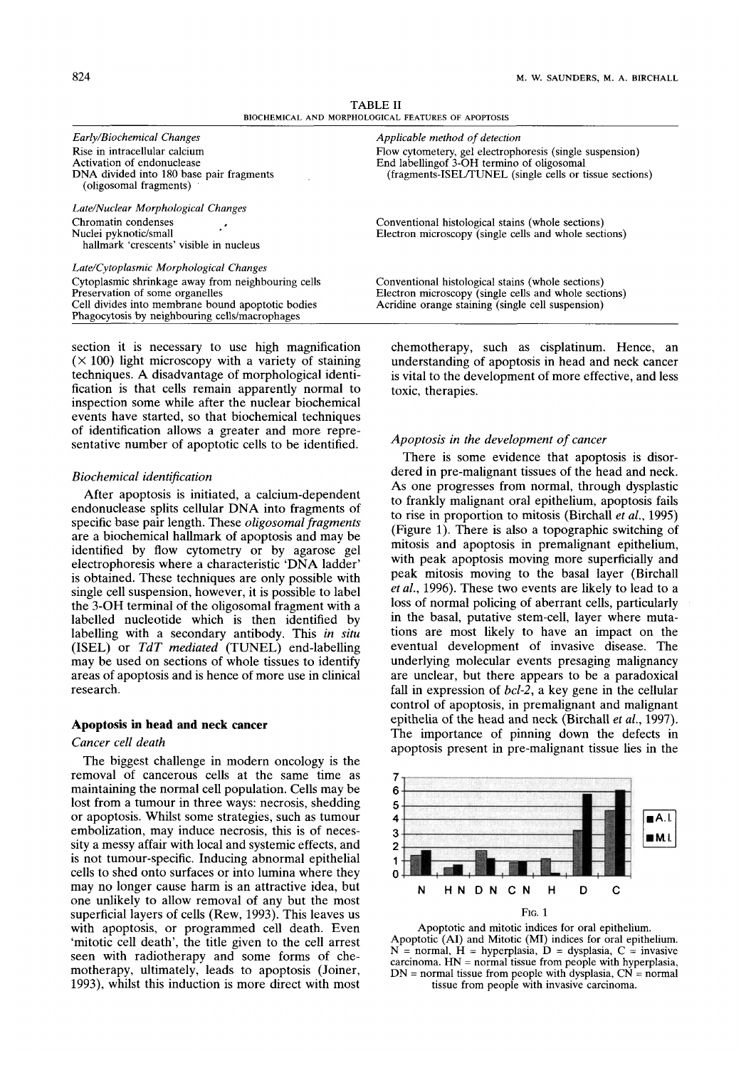TABLE II

BIOCHEMICAL AND MORPHOLOGICAL FEATURES OF APOPTOSIS

| *Early/Biochemical Changes* | *Applicable method of detection* |
|---|---|
| Rise in intracellular calcium | Flow cytometery, gel electrophoresis (single suspension) |
| Activation of endonuclease | End labellingof 3-OH termino of oligosomal |
| DNA divided into 180 base pair fragments (oligosomal fragments) | (fragments-ISEL/TUNEL (single cells or tissue sections) |
| *Late/Nuclear Morphological Changes* | |
| Chromatin condenses | Conventional histological stains (whole sections) |
| Nuclei pyknotic/small hallmark 'crescents' visible in nucleus | Electron microscopy (single cells and whole sections) |
| *Late/Cytoplasmic Morphological Changes* | |
| Cytoplasmic shrinkage away from neighbouring cells | Conventional histological stains (whole sections) |
| Preservation of some organelles | Electron microscopy (single cells and whole sections) |
| Cell divides into membrane bound apoptotic bodies | Acridine orange staining (single cell suspension) |
| Phagocytosis by neighbouring cells/macrophages | |

section it is necessary to use high magnification (× 100) light microscopy with a variety of staining techniques. A disadvantage of morphological identification is that cells remain apparently normal to inspection some while after the nuclear biochemical events have started, so that biochemical techniques of identification allows a greater and more representative number of apoptotic cells to be identified.

### *Biochemical identification*

After apoptosis is initiated, a calcium-dependent endonuclease splits cellular DNA into fragments of specific base pair length. These *oligosomal fragments* are a biochemical hallmark of apoptosis and may be identified by flow cytometry or by agarose gel electrophoresis where a characteristic 'DNA ladder' is obtained. These techniques are only possible with single cell suspension, however, it is possible to label the 3-OH terminal of the oligosomal fragment with a labelled nucleotide which is then identified by labelling with a secondary antibody. This *in situ* (ISEL) or *TdT mediated* (TUNEL) end-labelling may be used on sections of whole tissues to identify areas of apoptosis and is hence of more use in clinical research.

## Apoptosis in head and neck cancer

### *Cancer cell death*

The biggest challenge in modern oncology is the removal of cancerous cells at the same time as maintaining the normal cell population. Cells may be lost from a tumour in three ways: necrosis, shedding or apoptosis. Whilst some strategies, such as tumour embolization, may induce necrosis, this is of necessity a messy affair with local and systemic effects, and is not tumour-specific. Inducing abnormal epithelial cells to shed onto surfaces or into lumina where they may no longer cause harm is an attractive idea, but one unlikely to allow removal of any but the most superficial layers of cells (Rew, 1993). This leaves us with apoptosis, or programmed cell death. Even 'mitotic cell death', the title given to the cell arrest seen with radiotherapy and some forms of chemotherapy, ultimately, leads to apoptosis (Joiner, 1993), whilst this induction is more direct with most chemotherapy, such as cisplatinum. Hence, an understanding of apoptosis in head and neck cancer is vital to the development of more effective, and less toxic, therapies.

### *Apoptosis in the development of cancer*

There is some evidence that apoptosis is disordered in pre-malignant tissues of the head and neck. As one progresses from normal, through dysplastic to frankly malignant oral epithelium, apoptosis fails to rise in proportion to mitosis (Birchall *et al.*, 1995) (Figure 1). There is also a topographic switching of mitosis and apoptosis in premalignant epithelium, with peak apoptosis moving more superficially and peak mitosis moving to the basal layer (Birchall *et al.*, 1996). These two events are likely to lead to a loss of normal policing of aberrant cells, particularly in the basal, putative stem-cell, layer where mutations are most likely to have an impact on the eventual development of invasive disease. The underlying molecular events presaging malignancy are unclear, but there appears to be a paradoxical fall in expression of *bcl-2*, a key gene in the cellular control of apoptosis, in premalignant and malignant epithelia of the head and neck (Birchall *et al.*, 1997). The importance of pinning down the defects in apoptosis present in pre-malignant tissue lies in the

FIG. 1

Apoptotic and mitotic indices for oral epithelium. Apoptotic (AI) and Mitotic (MI) indices for oral epithelium. N = normal, H = hyperplasia, D = dysplasia, C = invasive carcinoma. HN = normal tissue from people with hyperplasia, DN = normal tissue from people with dysplasia, CN = normal tissue from people with invasive carcinoma.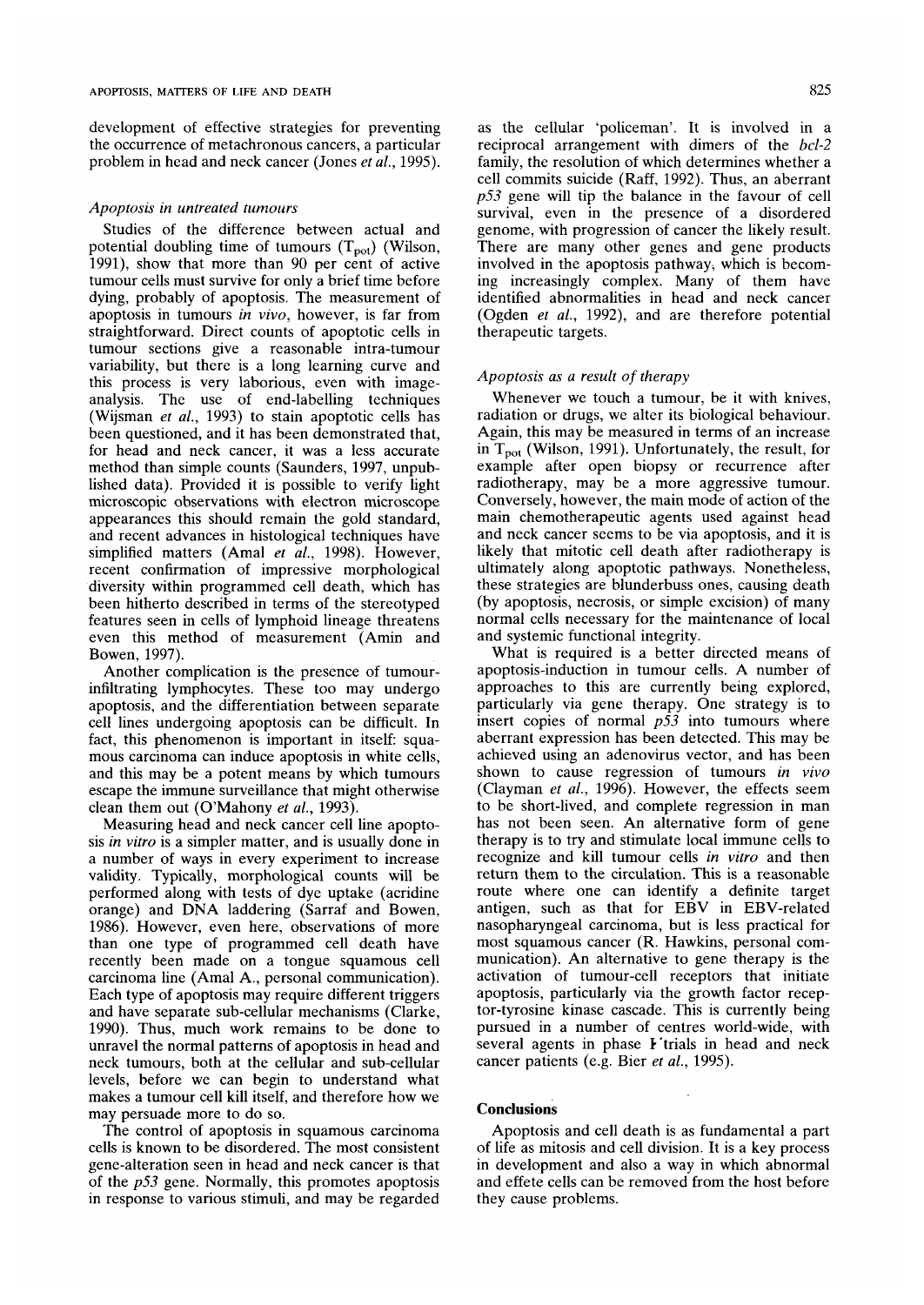development of effective strategies for preventing the occurrence of metachronous cancers, a particular problem in head and neck cancer (Jones *et al.*, 1995).

### *Apoptosis in untreated tumours*

Studies of the difference between actual and potential doubling time of tumours ($T_{pot}$) (Wilson, 1991), show that more than 90 per cent of active tumour cells must survive for only a brief time before dying, probably of apoptosis. The measurement of apoptosis in tumours *in vivo*, however, is far from straightforward. Direct counts of apoptotic cells in tumour sections give a reasonable intra-tumour variability, but there is a long learning curve and this process is very laborious, even with image-analysis. The use of end-labelling techniques (Wijsman *et al.*, 1993) to stain apoptotic cells has been questioned, and it has been demonstrated that, for head and neck cancer, it was a less accurate method than simple counts (Saunders, 1997, unpublished data). Provided it is possible to verify light microscopic observations with electron microscope appearances this should remain the gold standard, and recent advances in histological techniques have simplified matters (Amal *et al.*, 1998). However, recent confirmation of impressive morphological diversity within programmed cell death, which has been hitherto described in terms of the stereotyped features seen in cells of lymphoid lineage threatens even this method of measurement (Amin and Bowen, 1997).

Another complication is the presence of tumour-infiltrating lymphocytes. These too may undergo apoptosis, and the differentiation between separate cell lines undergoing apoptosis can be difficult. In fact, this phenomenon is important in itself: squamous carcinoma can induce apoptosis in white cells, and this may be a potent means by which tumours escape the immune surveillance that might otherwise clean them out (O'Mahony *et al.*, 1993).

Measuring head and neck cancer cell line apoptosis *in vitro* is a simpler matter, and is usually done in a number of ways in every experiment to increase validity. Typically, morphological counts will be performed along with tests of dye uptake (acridine orange) and DNA laddering (Sarraf and Bowen, 1986). However, even here, observations of more than one type of programmed cell death have recently been made on a tongue squamous cell carcinoma line (Amal A., personal communication). Each type of apoptosis may require different triggers and have separate sub-cellular mechanisms (Clarke, 1990). Thus, much work remains to be done to unravel the normal patterns of apoptosis in head and neck tumours, both at the cellular and sub-cellular levels, before we can begin to understand what makes a tumour cell kill itself, and therefore how we may persuade more to do so.

The control of apoptosis in squamous carcinoma cells is known to be disordered. The most consistent gene-alteration seen in head and neck cancer is that of the *p53* gene. Normally, this promotes apoptosis in response to various stimuli, and may be regarded as the cellular 'policeman'. It is involved in a reciprocal arrangement with dimers of the *bcl-2* family, the resolution of which determines whether a cell commits suicide (Raff, 1992). Thus, an aberrant *p53* gene will tip the balance in the favour of cell survival, even in the presence of a disordered genome, with progression of cancer the likely result. There are many other genes and gene products involved in the apoptosis pathway, which is becoming increasingly complex. Many of them have identified abnormalities in head and neck cancer (Ogden *et al.*, 1992), and are therefore potential therapeutic targets.

### *Apoptosis as a result of therapy*

Whenever we touch a tumour, be it with knives, radiation or drugs, we alter its biological behaviour. Again, this may be measured in terms of an increase in $T_{pot}$ (Wilson, 1991). Unfortunately, the result, for example after open biopsy or recurrence after radiotherapy, may be a more aggressive tumour. Conversely, however, the main mode of action of the main chemotherapeutic agents used against head and neck cancer seems to be via apoptosis, and it is likely that mitotic cell death after radiotherapy is ultimately along apoptotic pathways. Nonetheless, these strategies are blunderbuss ones, causing death (by apoptosis, necrosis, or simple excision) of many normal cells necessary for the maintenance of local and systemic functional integrity.

What is required is a better directed means of apoptosis-induction in tumour cells. A number of approaches to this are currently being explored, particularly via gene therapy. One strategy is to insert copies of normal *p53* into tumours where aberrant expression has been detected. This may be achieved using an adenovirus vector, and has been shown to cause regression of tumours *in vivo* (Clayman *et al.*, 1996). However, the effects seem to be short-lived, and complete regression in man has not been seen. An alternative form of gene therapy is to try and stimulate local immune cells to recognize and kill tumour cells *in vitro* and then return them to the circulation. This is a reasonable route where one can identify a definite target antigen, such as that for EBV in EBV-related nasopharyngeal carcinoma, but is less practical for most squamous cancer (R. Hawkins, personal communication). An alternative to gene therapy is the activation of tumour-cell receptors that initiate apoptosis, particularly via the growth factor receptor-tyrosine kinase cascade. This is currently being pursued in a number of centres world-wide, with several agents in phase I trials in head and neck cancer patients (e.g. Bier *et al.*, 1995).

## Conclusions

Apoptosis and cell death is as fundamental a part of life as mitosis and cell division. It is a key process in development and also a way in which abnormal and effete cells can be removed from the host before they cause problems.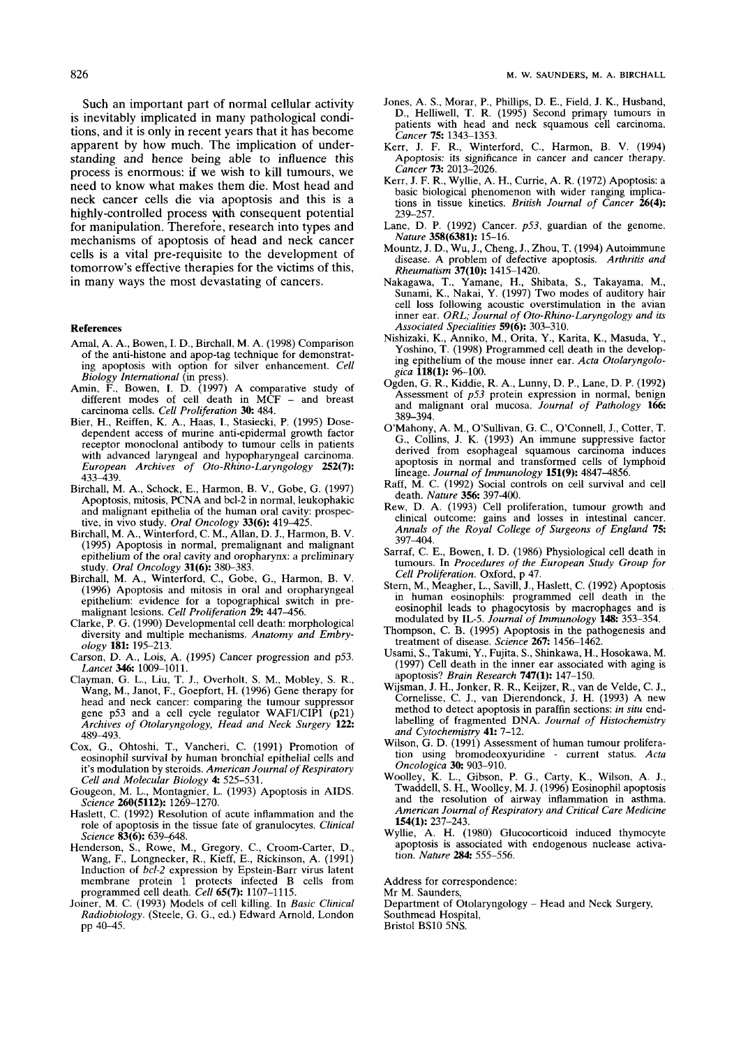Such an important part of normal cellular activity is inevitably implicated in many pathological conditions, and it is only in recent years that it has become apparent by how much. The implication of understanding and hence being able to influence this process is enormous: if we wish to kill tumours, we need to know what makes them die. Most head and neck cancer cells die via apoptosis and this is a highly-controlled process with consequent potential for manipulation. Therefore, research into types and mechanisms of apoptosis of head and neck cancer cells is a vital pre-requisite to the development of tomorrow's effective therapies for the victims of this, in many ways the most devastating of cancers.

## References

Amal, A. A., Bowen, I. D., Birchall, M. A. (1998) Comparison of the anti-histone and apop-tag technique for demonstrating apoptosis with option for silver enhancement. *Cell Biology International* (in press).

Amin, F., Bowen, I. D. (1997) A comparative study of different modes of cell death in MCF – and breast carcinoma cells. *Cell Proliferation* **30:** 484.

Bier, H., Reiffen, K. A., Haas, I., Stasiecki, P. (1995) Dose-dependent access of murine anti-epidermal growth factor receptor monoclonal antibody to tumour cells in patients with advanced laryngeal and hypopharyngeal carcinoma. *European Archives of Oto-Rhino-Laryngology* **252(7):** 433–439.

Birchall, M. A., Schock, E., Harmon, B. V., Gobe, G. (1997) Apoptosis, mitosis, PCNA and bcl-2 in normal, leukophakic and malignant epithelia of the human oral cavity: prospective, in vivo study. *Oral Oncology* **33(6):** 419–425.

Birchall, M. A., Winterford, C. M., Allan, D. J., Harmon, B. V. (1995) Apoptosis in normal, premalignant and malignant epithelium of the oral cavity and oropharynx: a preliminary study. *Oral Oncology* **31(6):** 380–383.

Birchall, M. A., Winterford, C., Gobe, G., Harmon, B. V. (1996) Apoptosis and mitosis in oral and oropharyngeal epithelium: evidence for a topographical switch in premalignant lesions. *Cell Proliferation* **29:** 447–456.

Clarke, P. G. (1990) Developmental cell death: morphological diversity and multiple mechanisms. *Anatomy and Embryology* **181:** 195–213.

Carson, D. A., Lois, A. (1995) Cancer progression and p53. *Lancet* **346:** 1009–1011.

Clayman, G. L., Liu, T. J., Overholt, S. M., Mobley, S. R., Wang, M., Janot, F., Goepfort, H. (1996) Gene therapy for head and neck cancer: comparing the tumour suppressor gene p53 and a cell cycle regulator WAF1/CIP1 (p21) *Archives of Otolaryngology, Head and Neck Surgery* **122:** 489–493.

Cox, G., Ohtoshi, T., Vancheri, C. (1991) Promotion of eosinophil survival by human bronchial epithelial cells and it's modulation by steroids. *American Journal of Respiratory Cell and Molecular Biology* **4:** 525–531.

Gougeon, M. L., Montagnier, L. (1993) Apoptosis in AIDS. *Science* **260(5112):** 1269–1270.

Haslett, C. (1992) Resolution of acute inflammation and the role of apoptosis in the tissue fate of granulocytes. *Clinical Science* **83(6):** 639–648.

Henderson, S., Rowe, M., Gregory, C., Croom-Carter, D., Wang, F., Longnecker, R., Kieff, E., Rickinson, A. (1991) Induction of *bcl-2* expression by Epstein-Barr virus latent membrane protein 1 protects infected B cells from programmed cell death. *Cell* **65(7):** 1107–1115.

Joiner, M. C. (1993) Models of cell killing. In *Basic Clinical Radiobiology*. (Steele, G. G., ed.) Edward Arnold, London pp 40–45.

Jones, A. S., Morar, P., Phillips, D. E., Field, J. K., Husband, D., Helliwell, T. R. (1995) Second primary tumours in patients with head and neck squamous cell carcinoma. *Cancer* **75:** 1343–1353.

Kerr, J. F. R., Winterford, C., Harmon, B. V. (1994) Apoptosis: its significance in cancer and cancer therapy. *Cancer* **73:** 2013–2026.

Kerr, J. F. R., Wyllie, A. H., Currie, A. R. (1972) Apoptosis: a basic biological phenomenon with wider ranging implications in tissue kinetics. *British Journal of Cancer* **26(4):** 239–257.

Lane, D. P. (1992) Cancer. *p53*, guardian of the genome. *Nature* **358(6381):** 15–16.

Mountz, J. D., Wu, J., Cheng, J., Zhou, T. (1994) Autoimmune disease. A problem of defective apoptosis. *Arthritis and Rheumatism* **37(10):** 1415–1420.

Nakagawa, T., Yamane, H., Shibata, S., Takayama, M., Sunami, K., Nakai, Y. (1997) Two modes of auditory hair cell loss following acoustic overstimulation in the avian inner ear. *ORL; Journal of Oto-Rhino-Laryngology and its Associated Specialities* **59(6):** 303–310.

Nishizaki, K., Anniko, M., Orita, Y., Karita, K., Masuda, Y., Yoshino, T. (1998) Programmed cell death in the developing epithelium of the mouse inner ear. *Acta Otolaryngologica* **118(1):** 96–100.

Ogden, G. R., Kiddie, R. A., Lunny, D. P., Lane, D. P. (1992) Assessment of *p53* protein expression in normal, benign and malignant oral mucosa. *Journal of Pathology* **166:** 389–394.

O'Mahony, A. M., O'Sullivan, G. C., O'Connell, J., Cotter, T. G., Collins, J. K. (1993) An immune suppressive factor derived from esophageal squamous carcinoma induces apoptosis in normal and transformed cells of lymphoid lineage. *Journal of Immunology* **151(9):** 4847–4856.

Raff, M. C. (1992) Social controls on cell survival and cell death. *Nature* **356:** 397-400.

Rew, D. A. (1993) Cell proliferation, tumour growth and clinical outcome: gains and losses in intestinal cancer. *Annals of the Royal College of Surgeons of England* **75:** 397–404.

Sarraf, C. E., Bowen, I. D. (1986) Physiological cell death in tumours. In *Procedures of the European Study Group for Cell Proliferation*. Oxford, p 47.

Stern, M., Meagher, L., Savill, J., Haslett, C. (1992) Apoptosis in human eosinophils: programmed cell death in the eosinophil leads to phagocytosis by macrophages and is modulated by IL-5. *Journal of Immunology* **148:** 353–354.

Thompson, C. B. (1995) Apoptosis in the pathogenesis and treatment of disease. *Science* **267:** 1456–1462.

Usami, S., Takumi, Y., Fujita, S., Shinkawa, H., Hosokawa, M. (1997) Cell death in the inner ear associated with aging is apoptosis? *Brain Research* **747(1):** 147–150.

Wijsman, J. H., Jonker, R. R., Keijzer, R., van de Velde, C. J., Cornelisse, C. J., van Dierendonck, J. H. (1993) A new method to detect apoptosis in paraffin sections: *in situ* end-labelling of fragmented DNA. *Journal of Histochemistry and Cytochemistry* **41:** 7–12.

Wilson, G. D. (1991) Assessment of human tumour proliferation using bromodeoxyuridine - current status. *Acta Oncologica* **30:** 903–910.

Woolley, K. L., Gibson, P. G., Carty, K., Wilson, A. J., Twaddell, S. H., Woolley, M. J. (1996) Eosinophil apoptosis and the resolution of airway inflammation in asthma. *American Journal of Respiratory and Critical Care Medicine* **154(1):** 237–243.

Wyllie, A. H. (1980) Glucocorticoid induced thymocyte apoptosis is associated with endogenous nuclease activation. *Nature* **284:** 555–556.

Address for correspondence:
Mr M. Saunders,
Department of Otolaryngology – Head and Neck Surgery,
Southmead Hospital,
Bristol BS10 5NS.